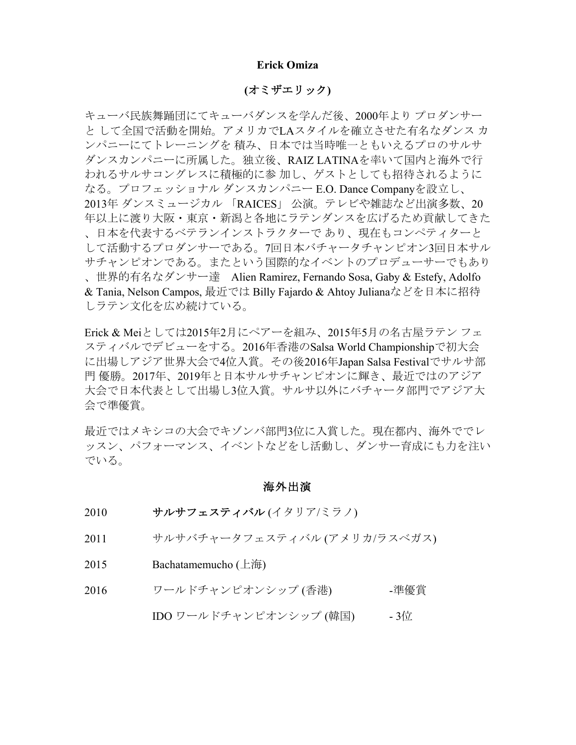# Erick Omiza

## (オミザエリック)

キューバ民族舞踊団にてキューバダンスを学んだ後、2000年より プロダンサー と して全国で活動を開始。アメリカでLAスタイルを確立させた有名なダンス カンパニーにてトレーニングを 積み、日本では当時唯一ともいえるプロのサルサダンスカンパニーに所属した。独立後、RAIZ LATINAを率いて国内と海外で行われるサルサコングレスに積極的に参 加し、ゲストとしても招待されるようになる。プロフェッショナル ダンスカンパニー E.O. Dance Companyを設立し、2013年 ダンスミュージカル 「RAICES」 公演。テレビや雑誌など出演多数、20年以上に渡り大阪・東京・新潟と各地にラテンダンスを広げるため貢献してきた、日本を代表するベテランインストラクターで あり、現在もコンペティターとして活動するプロダンサーである。7回日本バチャータチャンピオン3回日本サルサチャンピオンである。またという国際的なイベントのプロデューサーでもあり、世界的有名なダンサー達　Alien Ramirez, Fernando Sosa, Gaby & Estefy, Adolfo & Tania, Nelson Campos, 最近では Billy Fajardo & Ahtoy Julianaなどを日本に招待しラテン文化を広め続けている。

Erick & Meiとしては2015年2月にペアーを組み、2015年5月の名古屋ラテン フェスティバルでデビューをする。2016年香港のSalsa World Championshipで初大会に出場しアジア世界大会で4位入賞。その後2016年Japan Salsa Festivalでサルサ部門 優勝。2017年、2019年と日本サルサチャンピオンに輝き、最近ではのアジア大会で日本代表として出場し3位入賞。サルサ以外にバチャータ部門でアジア大会で準優賞。

最近ではメキシコの大会でキゾンバ部門3位に入賞した。現在都内、海外ででレッスン、パフォーマンス、イベントなどをし活動し、ダンサー育成にも力を注いでいる。

## 海外出演

| | | |
|---|---|---|
| 2010 | **サルサフェスティバル** (イタリア/ミラノ) | |
| 2011 | サルサバチャータフェスティバル (アメリカ/ラスベガス) | |
| 2015 | Bachatamemucho (上海) | |
| 2016 | ワールドチャンピオンシップ (香港) | -準優賞 |
| | IDO ワールドチャンピオンシップ (韓国) | - 3位 |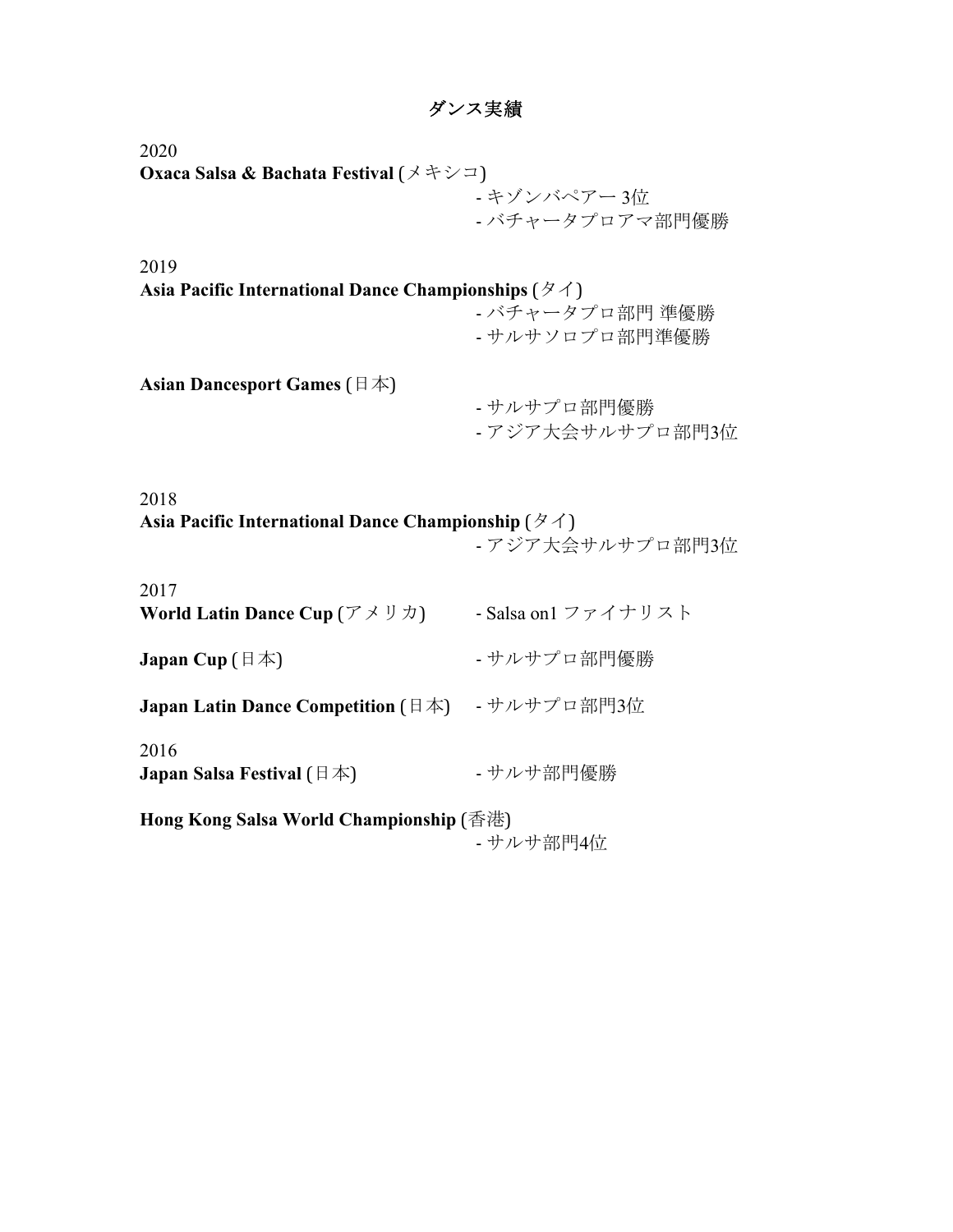# ダンス実績

2020

**Oxaca Salsa & Bachata Festival** (メキシコ)

- キゾンバペアー 3位
- バチャータプロアマ部門優勝

2019

**Asia Pacific International Dance Championships** (タイ)

- バチャータプロ部門 準優勝
- サルサソロプロ部門準優勝

**Asian Dancesport Games** (日本)

- サルサプロ部門優勝
- アジア大会サルサプロ部門3位

2018

**Asia Pacific International Dance Championship** (タイ)

- アジア大会サルサプロ部門3位

2017

**World Latin Dance Cup** (アメリカ)

- Salsa on1 ファイナリスト

**Japan Cup** (日本)

- サルサプロ部門優勝

**Japan Latin Dance Competition** (日本)

- サルサプロ部門3位

2016

**Japan Salsa Festival** (日本)

- サルサ部門優勝

**Hong Kong Salsa World Championship** (香港)

- サルサ部門4位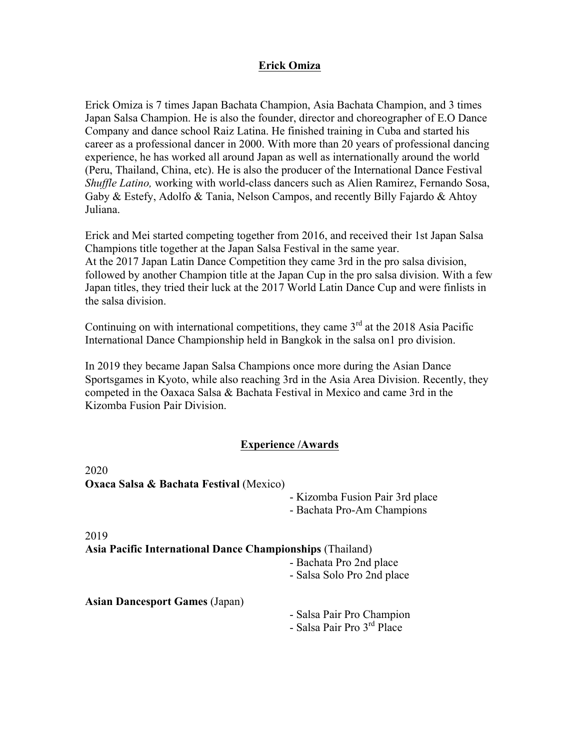# Erick Omiza

Erick Omiza is 7 times Japan Bachata Champion, Asia Bachata Champion, and 3 times Japan Salsa Champion. He is also the founder, director and choreographer of E.O Dance Company and dance school Raiz Latina. He finished training in Cuba and started his career as a professional dancer in 2000. With more than 20 years of professional dancing experience, he has worked all around Japan as well as internationally around the world (Peru, Thailand, China, etc). He is also the producer of the International Dance Festival *Shuffle Latino,* working with world-class dancers such as Alien Ramirez, Fernando Sosa, Gaby & Estefy, Adolfo & Tania, Nelson Campos, and recently Billy Fajardo & Ahtoy Juliana.

Erick and Mei started competing together from 2016, and received their 1st Japan Salsa Champions title together at the Japan Salsa Festival in the same year.
At the 2017 Japan Latin Dance Competition they came 3rd in the pro salsa division, followed by another Champion title at the Japan Cup in the pro salsa division. With a few Japan titles, they tried their luck at the 2017 World Latin Dance Cup and were finlists in the salsa division.

Continuing on with international competitions, they came 3rd at the 2018 Asia Pacific International Dance Championship held in Bangkok in the salsa on1 pro division.

In 2019 they became Japan Salsa Champions once more during the Asian Dance Sportsgames in Kyoto, while also reaching 3rd in the Asia Area Division. Recently, they competed in the Oaxaca Salsa & Bachata Festival in Mexico and came 3rd in the Kizomba Fusion Pair Division.

## Experience /Awards

2020

**Oxaca Salsa & Bachata Festival** (Mexico)

- Kizomba Fusion Pair 3rd place
- Bachata Pro-Am Champions

2019

**Asia Pacific International Dance Championships** (Thailand)

- Bachata Pro 2nd place
- Salsa Solo Pro 2nd place

**Asian Dancesport Games** (Japan)

- Salsa Pair Pro Champion
- Salsa Pair Pro 3rd Place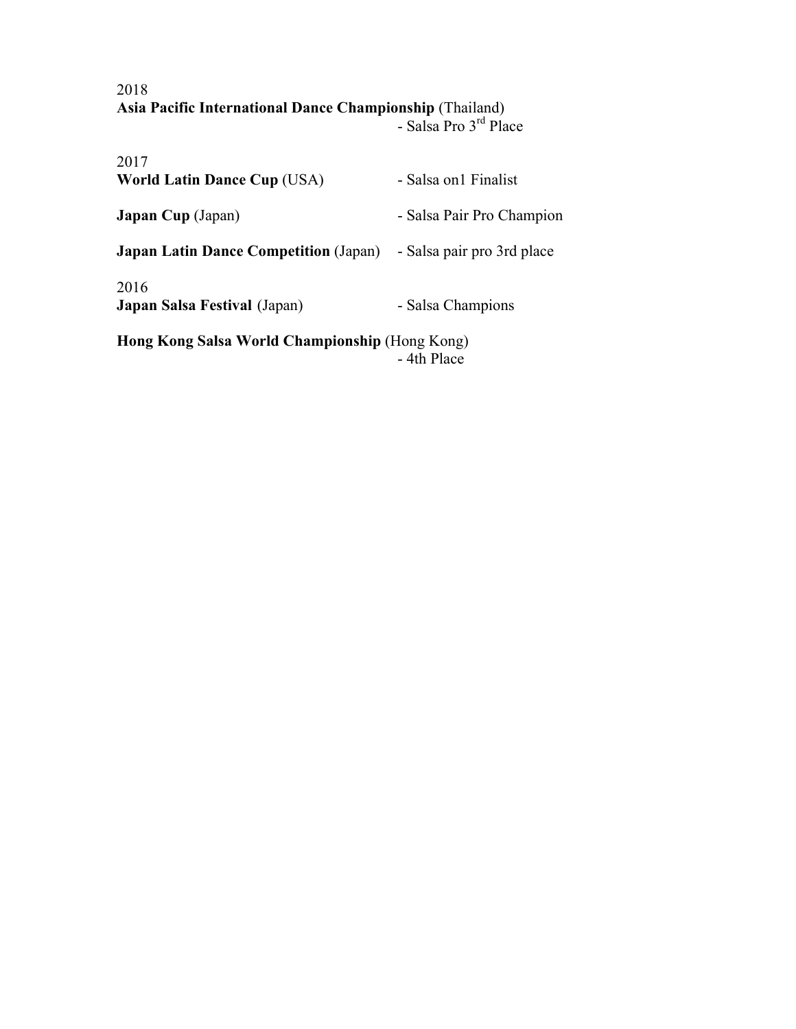2018

**Asia Pacific International Dance Championship** (Thailand)
- Salsa Pro 3rd Place

2017

**World Latin Dance Cup** (USA) - Salsa on1 Finalist

**Japan Cup** (Japan) - Salsa Pair Pro Champion

**Japan Latin Dance Competition** (Japan) - Salsa pair pro 3rd place

2016

**Japan Salsa Festival** (Japan) - Salsa Champions

**Hong Kong Salsa World Championship** (Hong Kong)
- 4th Place